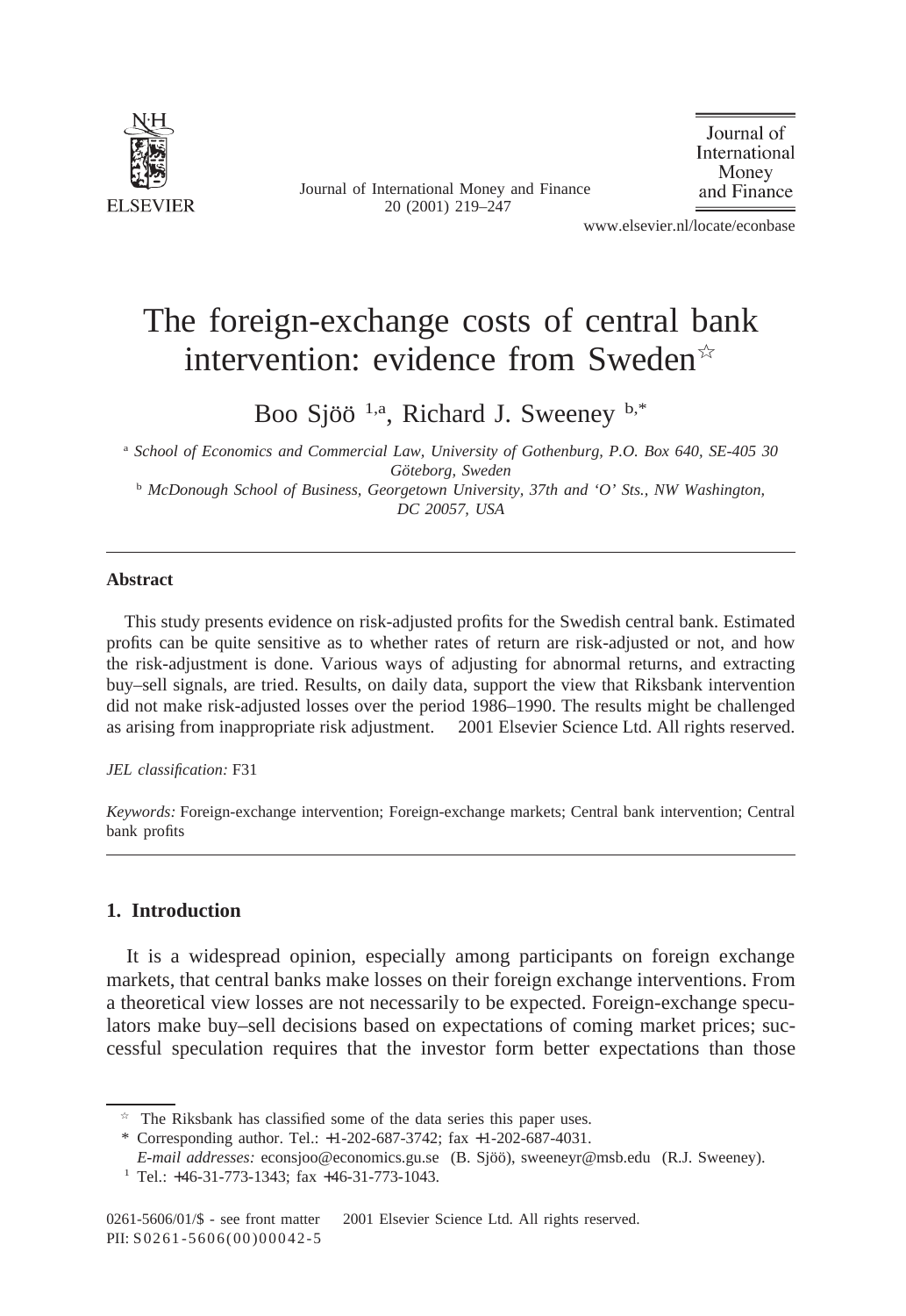# The foreign-exchange costs of central bank intervention: evidence from Sweden[☆]

Boo Sjöö [1,a], Richard J. Sweeney [b,*]

[a] *School of Economics and Commercial Law, University of Gothenburg, P.O. Box 640, SE-405 30 Göteborg, Sweden*

[b] *McDonough School of Business, Georgetown University, 37th and 'O' Sts., NW Washington, DC 20057, USA*

---

**Abstract**

This study presents evidence on risk-adjusted profits for the Swedish central bank. Estimated profits can be quite sensitive as to whether rates of return are risk-adjusted or not, and how the risk-adjustment is done. Various ways of adjusting for abnormal returns, and extracting buy–sell signals, are tried. Results, on daily data, support the view that Riksbank intervention did not make risk-adjusted losses over the period 1986–1990. The results might be challenged as arising from inappropriate risk adjustment. © 2001 Elsevier Science Ltd. All rights reserved.

*JEL classification:* F31

*Keywords:* Foreign-exchange intervention; Foreign-exchange markets; Central bank intervention; Central bank profits

---

## 1. Introduction

It is a widespread opinion, especially among participants on foreign exchange markets, that central banks make losses on their foreign exchange interventions. From a theoretical view losses are not necessarily to be expected. Foreign-exchange speculators make buy–sell decisions based on expectations of coming market prices; successful speculation requires that the investor form better expectations than those

---

[☆] The Riksbank has classified some of the data series this paper uses.

\* Corresponding author. Tel.: +1-202-687-3742; fax +1-202-687-4031.

*E-mail addresses:* econsjoo@economics.gu.se (B. Sjöö), sweeneyr@msb.edu (R.J. Sweeney).

[1] Tel.: +46-31-773-1343; fax +46-31-773-1043.

0261-5606/01/$ - see front matter © 2001 Elsevier Science Ltd. All rights reserved.
PII: S0261-5606(00)00042-5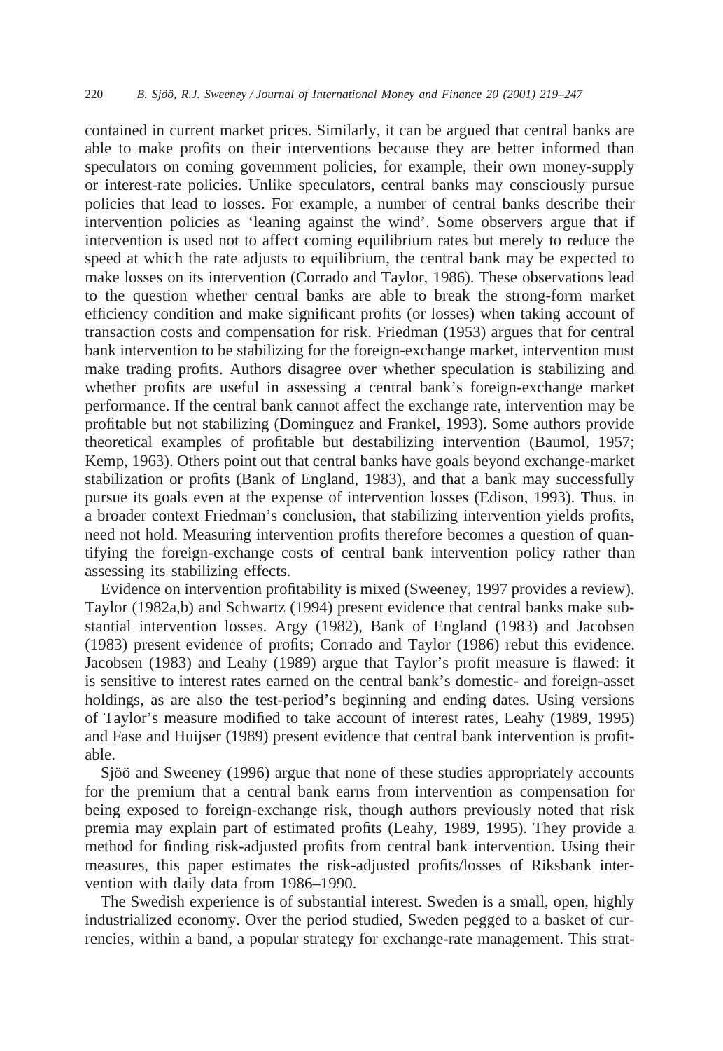contained in current market prices. Similarly, it can be argued that central banks are able to make profits on their interventions because they are better informed than speculators on coming government policies, for example, their own money-supply or interest-rate policies. Unlike speculators, central banks may consciously pursue policies that lead to losses. For example, a number of central banks describe their intervention policies as 'leaning against the wind'. Some observers argue that if intervention is used not to affect coming equilibrium rates but merely to reduce the speed at which the rate adjusts to equilibrium, the central bank may be expected to make losses on its intervention (Corrado and Taylor, 1986). These observations lead to the question whether central banks are able to break the strong-form market efficiency condition and make significant profits (or losses) when taking account of transaction costs and compensation for risk. Friedman (1953) argues that for central bank intervention to be stabilizing for the foreign-exchange market, intervention must make trading profits. Authors disagree over whether speculation is stabilizing and whether profits are useful in assessing a central bank's foreign-exchange market performance. If the central bank cannot affect the exchange rate, intervention may be profitable but not stabilizing (Dominguez and Frankel, 1993). Some authors provide theoretical examples of profitable but destabilizing intervention (Baumol, 1957; Kemp, 1963). Others point out that central banks have goals beyond exchange-market stabilization or profits (Bank of England, 1983), and that a bank may successfully pursue its goals even at the expense of intervention losses (Edison, 1993). Thus, in a broader context Friedman's conclusion, that stabilizing intervention yields profits, need not hold. Measuring intervention profits therefore becomes a question of quantifying the foreign-exchange costs of central bank intervention policy rather than assessing its stabilizing effects.

Evidence on intervention profitability is mixed (Sweeney, 1997 provides a review). Taylor (1982a,b) and Schwartz (1994) present evidence that central banks make substantial intervention losses. Argy (1982), Bank of England (1983) and Jacobsen (1983) present evidence of profits; Corrado and Taylor (1986) rebut this evidence. Jacobsen (1983) and Leahy (1989) argue that Taylor's profit measure is flawed: it is sensitive to interest rates earned on the central bank's domestic- and foreign-asset holdings, as are also the test-period's beginning and ending dates. Using versions of Taylor's measure modified to take account of interest rates, Leahy (1989, 1995) and Fase and Huijser (1989) present evidence that central bank intervention is profitable.

Sjöö and Sweeney (1996) argue that none of these studies appropriately accounts for the premium that a central bank earns from intervention as compensation for being exposed to foreign-exchange risk, though authors previously noted that risk premia may explain part of estimated profits (Leahy, 1989, 1995). They provide a method for finding risk-adjusted profits from central bank intervention. Using their measures, this paper estimates the risk-adjusted profits/losses of Riksbank intervention with daily data from 1986–1990.

The Swedish experience is of substantial interest. Sweden is a small, open, highly industrialized economy. Over the period studied, Sweden pegged to a basket of currencies, within a band, a popular strategy for exchange-rate management. This strat-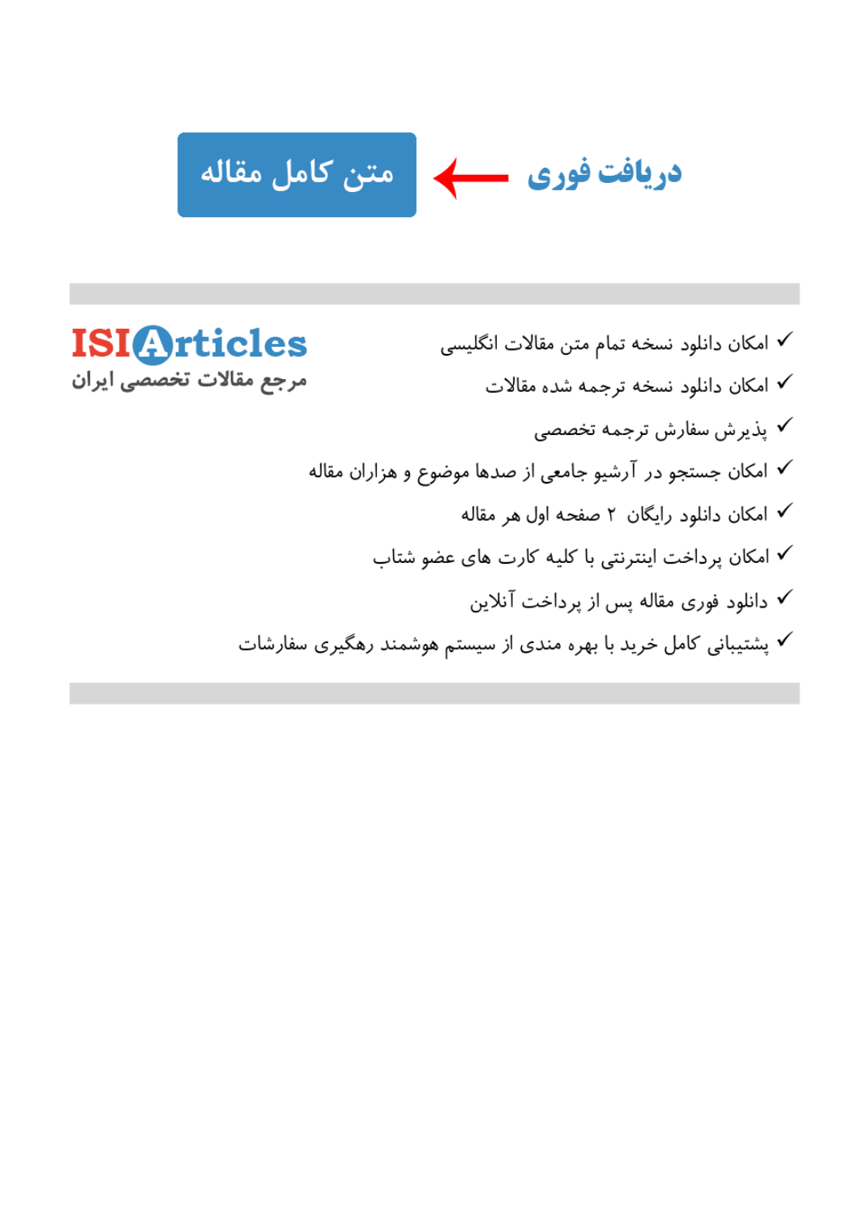دریافت فوری ← **متن کامل مقاله**

**ISIArticles**
مرجع مقالات تخصصی ایران

- ✓ امکان دانلود نسخه تمام متن مقالات انگلیسی
- ✓ امکان دانلود نسخه ترجمه شده مقالات
- ✓ پذیرش سفارش ترجمه تخصصی
- ✓ امکان جستجو در آرشیو جامعی از صدها موضوع و هزاران مقاله
- ✓ امکان دانلود رایگان ۲ صفحه اول هر مقاله
- ✓ امکان پرداخت اینترنتی با کلیه کارت های عضو شتاب
- ✓ دانلود فوری مقاله پس از پرداخت آنلاین
- ✓ پشتیبانی کامل خرید با بهره مندی از سیستم هوشمند رهگیری سفارشات